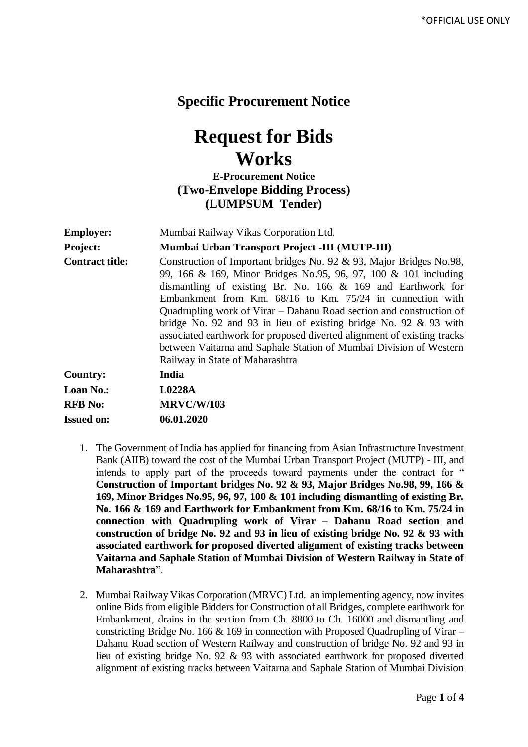*OFFICIAL USE ONLY

## Specific Procurement Notice

# Request for Bids
# Works

**E-Procurement Notice**
**(Two-Envelope Bidding Process)**
**(LUMPSUM Tender)**

| | |
|---|---|
| **Employer:** | Mumbai Railway Vikas Corporation Ltd. |
| **Project:** | **Mumbai Urban Transport Project -III (MUTP-III)** |
| **Contract title:** | Construction of Important bridges No. 92 & 93, Major Bridges No.98, 99, 166 & 169, Minor Bridges No.95, 96, 97, 100 & 101 including dismantling of existing Br. No. 166 & 169 and Earthwork for Embankment from Km. 68/16 to Km. 75/24 in connection with Quadrupling work of Virar – Dahanu Road section and construction of bridge No. 92 and 93 in lieu of existing bridge No. 92 & 93 with associated earthwork for proposed diverted alignment of existing tracks between Vaitarna and Saphale Station of Mumbai Division of Western Railway in State of Maharashtra |
| **Country:** | **India** |
| **Loan No.:** | **L0228A** |
| **RFB No:** | **MRVC/W/103** |
| **Issued on:** | **06.01.2020** |

1. The Government of India has applied for financing from Asian Infrastructure Investment Bank (AIIB) toward the cost of the Mumbai Urban Transport Project (MUTP) - III, and intends to apply part of the proceeds toward payments under the contract for " **Construction of Important bridges No. 92 & 93, Major Bridges No.98, 99, 166 & 169, Minor Bridges No.95, 96, 97, 100 & 101 including dismantling of existing Br. No. 166 & 169 and Earthwork for Embankment from Km. 68/16 to Km. 75/24 in connection with Quadrupling work of Virar – Dahanu Road section and construction of bridge No. 92 and 93 in lieu of existing bridge No. 92 & 93 with associated earthwork for proposed diverted alignment of existing tracks between Vaitarna and Saphale Station of Mumbai Division of Western Railway in State of Maharashtra**".

2. Mumbai Railway Vikas Corporation (MRVC) Ltd. an implementing agency, now invites online Bids from eligible Bidders for Construction of all Bridges, complete earthwork for Embankment, drains in the section from Ch. 8800 to Ch. 16000 and dismantling and constricting Bridge No. 166 & 169 in connection with Proposed Quadrupling of Virar – Dahanu Road section of Western Railway and construction of bridge No. 92 and 93 in lieu of existing bridge No. 92 & 93 with associated earthwork for proposed diverted alignment of existing tracks between Vaitarna and Saphale Station of Mumbai Division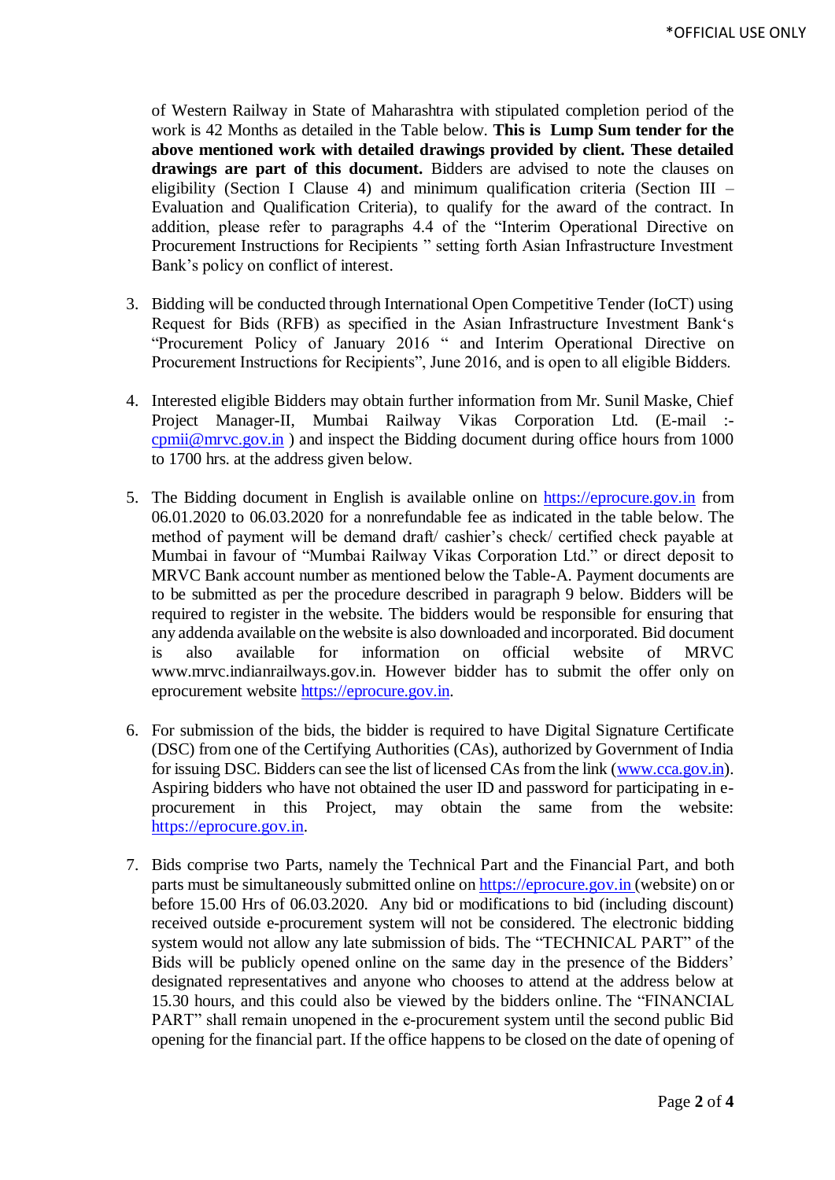of Western Railway in State of Maharashtra with stipulated completion period of the work is 42 Months as detailed in the Table below. **This is Lump Sum tender for the above mentioned work with detailed drawings provided by client. These detailed drawings are part of this document.** Bidders are advised to note the clauses on eligibility (Section I Clause 4) and minimum qualification criteria (Section III – Evaluation and Qualification Criteria), to qualify for the award of the contract. In addition, please refer to paragraphs 4.4 of the "Interim Operational Directive on Procurement Instructions for Recipients " setting forth Asian Infrastructure Investment Bank's policy on conflict of interest.

3. Bidding will be conducted through International Open Competitive Tender (IoCT) using Request for Bids (RFB) as specified in the Asian Infrastructure Investment Bank's "Procurement Policy of January 2016 " and Interim Operational Directive on Procurement Instructions for Recipients", June 2016, and is open to all eligible Bidders.

4. Interested eligible Bidders may obtain further information from Mr. Sunil Maske, Chief Project Manager-II, Mumbai Railway Vikas Corporation Ltd. (E-mail :- cpmii@mrvc.gov.in ) and inspect the Bidding document during office hours from 1000 to 1700 hrs. at the address given below.

5. The Bidding document in English is available online on https://eprocure.gov.in from 06.01.2020 to 06.03.2020 for a nonrefundable fee as indicated in the table below. The method of payment will be demand draft/ cashier's check/ certified check payable at Mumbai in favour of "Mumbai Railway Vikas Corporation Ltd." or direct deposit to MRVC Bank account number as mentioned below the Table-A. Payment documents are to be submitted as per the procedure described in paragraph 9 below. Bidders will be required to register in the website. The bidders would be responsible for ensuring that any addenda available on the website is also downloaded and incorporated. Bid document is also available for information on official website of MRVC www.mrvc.indianrailways.gov.in. However bidder has to submit the offer only on eprocurement website https://eprocure.gov.in.

6. For submission of the bids, the bidder is required to have Digital Signature Certificate (DSC) from one of the Certifying Authorities (CAs), authorized by Government of India for issuing DSC. Bidders can see the list of licensed CAs from the link (www.cca.gov.in). Aspiring bidders who have not obtained the user ID and password for participating in e-procurement in this Project, may obtain the same from the website: https://eprocure.gov.in.

7. Bids comprise two Parts, namely the Technical Part and the Financial Part, and both parts must be simultaneously submitted online on https://eprocure.gov.in (website) on or before 15.00 Hrs of 06.03.2020. Any bid or modifications to bid (including discount) received outside e-procurement system will not be considered. The electronic bidding system would not allow any late submission of bids. The "TECHNICAL PART" of the Bids will be publicly opened online on the same day in the presence of the Bidders' designated representatives and anyone who chooses to attend at the address below at 15.30 hours, and this could also be viewed by the bidders online. The "FINANCIAL PART" shall remain unopened in the e-procurement system until the second public Bid opening for the financial part. If the office happens to be closed on the date of opening of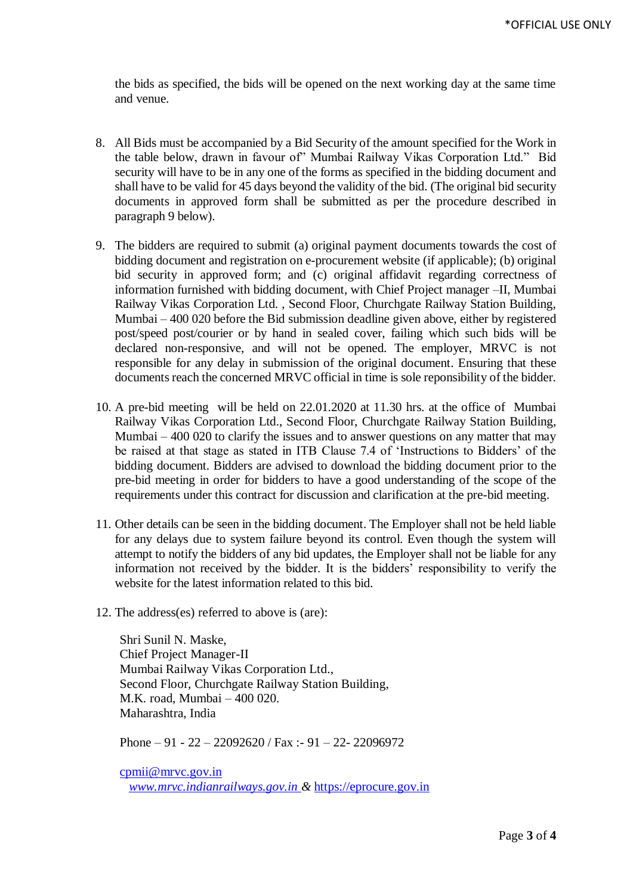the bids as specified, the bids will be opened on the next working day at the same time and venue.

8. All Bids must be accompanied by a Bid Security of the amount specified for the Work in the table below, drawn in favour of" Mumbai Railway Vikas Corporation Ltd." Bid security will have to be in any one of the forms as specified in the bidding document and shall have to be valid for 45 days beyond the validity of the bid. (The original bid security documents in approved form shall be submitted as per the procedure described in paragraph 9 below).

9. The bidders are required to submit (a) original payment documents towards the cost of bidding document and registration on e-procurement website (if applicable); (b) original bid security in approved form; and (c) original affidavit regarding correctness of information furnished with bidding document, with Chief Project manager –II, Mumbai Railway Vikas Corporation Ltd. , Second Floor, Churchgate Railway Station Building, Mumbai – 400 020 before the Bid submission deadline given above, either by registered post/speed post/courier or by hand in sealed cover, failing which such bids will be declared non-responsive, and will not be opened. The employer, MRVC is not responsible for any delay in submission of the original document. Ensuring that these documents reach the concerned MRVC official in time is sole reponsibility of the bidder.

10. A pre-bid meeting will be held on 22.01.2020 at 11.30 hrs. at the office of Mumbai Railway Vikas Corporation Ltd., Second Floor, Churchgate Railway Station Building, Mumbai – 400 020 to clarify the issues and to answer questions on any matter that may be raised at that stage as stated in ITB Clause 7.4 of 'Instructions to Bidders' of the bidding document. Bidders are advised to download the bidding document prior to the pre-bid meeting in order for bidders to have a good understanding of the scope of the requirements under this contract for discussion and clarification at the pre-bid meeting.

11. Other details can be seen in the bidding document. The Employer shall not be held liable for any delays due to system failure beyond its control. Even though the system will attempt to notify the bidders of any bid updates, the Employer shall not be liable for any information not received by the bidder. It is the bidders' responsibility to verify the website for the latest information related to this bid.

12. The address(es) referred to above is (are):

    Shri Sunil N. Maske,
    Chief Project Manager-II
    Mumbai Railway Vikas Corporation Ltd.,
    Second Floor, Churchgate Railway Station Building,
    M.K. road, Mumbai – 400 020.
    Maharashtra, India

    Phone – 91 - 22 – 22092620 / Fax :- 91 – 22- 22096972

    cpmii@mrvc.gov.in
    *www.mrvc.indianrailways.gov.in* & https://eprocure.gov.in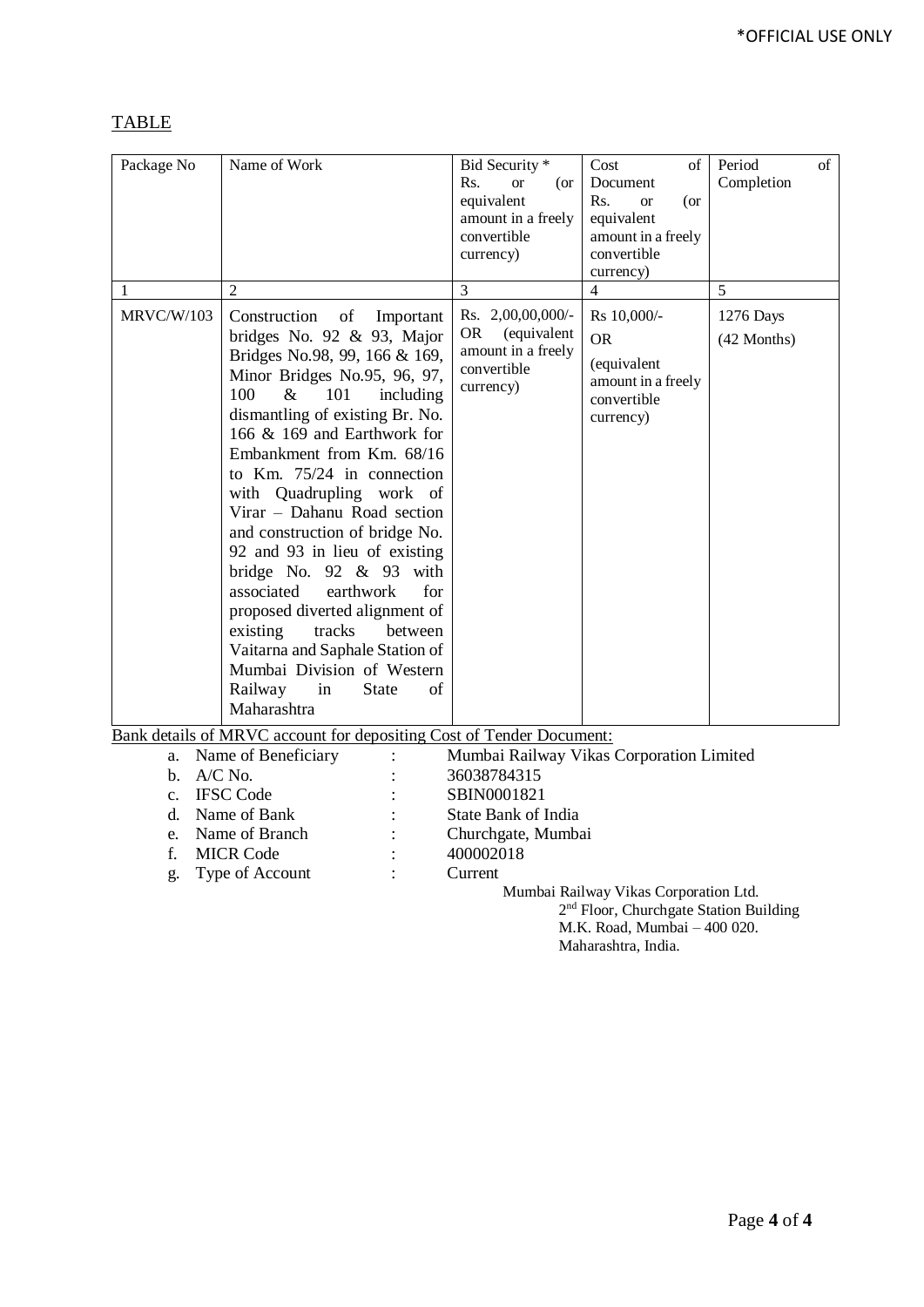*OFFICIAL USE ONLY

TABLE

| Package No | Name of Work | Bid Security * Rs. or (or equivalent amount in a freely convertible currency) | Cost of Document Rs. or (or equivalent amount in a freely convertible currency) | Period of Completion |
|---|---|---|---|---|
| 1 | 2 | 3 | 4 | 5 |
| MRVC/W/103 | Construction of Important bridges No. 92 & 93, Major Bridges No.98, 99, 166 & 169, Minor Bridges No.95, 96, 97, 100 & 101 including dismantling of existing Br. No. 166 & 169 and Earthwork for Embankment from Km. 68/16 to Km. 75/24 in connection with Quadrupling work of Virar – Dahanu Road section and construction of bridge No. 92 and 93 in lieu of existing bridge No. 92 & 93 with associated earthwork for proposed diverted alignment of existing tracks between Vaitarna and Saphale Station of Mumbai Division of Western Railway in State of Maharashtra | Rs. 2,00,00,000/- OR (equivalent amount in a freely convertible currency) | Rs 10,000/- OR (equivalent amount in a freely convertible currency) | 1276 Days (42 Months) |

Bank details of MRVC account for depositing Cost of Tender Document:

a. Name of Beneficiary : Mumbai Railway Vikas Corporation Limited
b. A/C No. : 36038784315
c. IFSC Code : SBIN0001821
d. Name of Bank : State Bank of India
e. Name of Branch : Churchgate, Mumbai
f. MICR Code : 400002018
g. Type of Account : Current

Mumbai Railway Vikas Corporation Ltd.
2nd Floor, Churchgate Station Building
M.K. Road, Mumbai – 400 020.
Maharashtra, India.